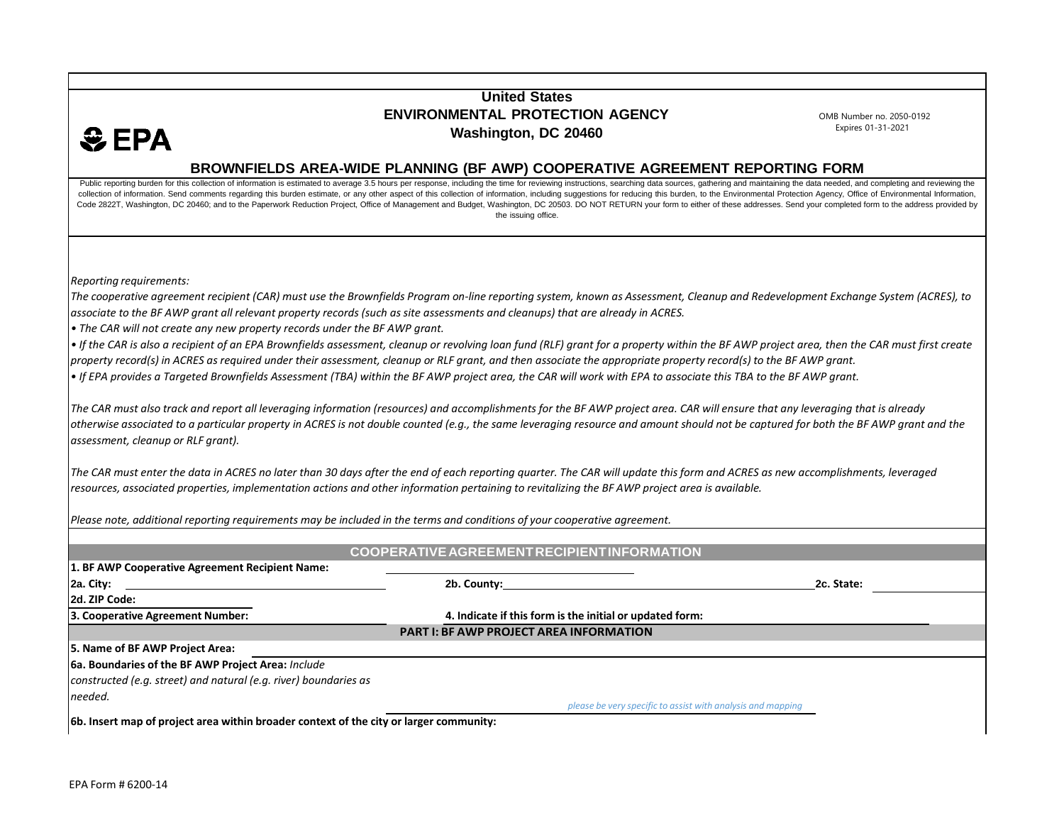# United States
# ENVIRONMENTAL PROTECTION AGENCY
## Washington, DC 20460

EPA

OMB Number no. 2050-0192
Expires 01-31-2021

## BROWNFIELDS AREA-WIDE PLANNING (BF AWP) COOPERATIVE AGREEMENT REPORTING FORM

Public reporting burden for this collection of information is estimated to average 3.5 hours per response, including the time for reviewing instructions, searching data sources, gathering and maintaining the data needed, and completing and reviewing the collection of information. Send comments regarding this burden estimate, or any other aspect of this collection of information, including suggestions for reducing this burden, to the Environmental Protection Agency, Office of Environmental Information, Code 2822T, Washington, DC 20460; and to the Paperwork Reduction Project, Office of Management and Budget, Washington, DC 20503. DO NOT RETURN your form to either of these addresses. Send your completed form to the address provided by the issuing office.

*Reporting requirements:*

*The cooperative agreement recipient (CAR) must use the Brownfields Program on-line reporting system, known as Assessment, Cleanup and Redevelopment Exchange System (ACRES), to associate to the BF AWP grant all relevant property records (such as site assessments and cleanups) that are already in ACRES.*

- *The CAR will not create any new property records under the BF AWP grant.*
- *If the CAR is also a recipient of an EPA Brownfields assessment, cleanup or revolving loan fund (RLF) grant for a property within the BF AWP project area, then the CAR must first create property record(s) in ACRES as required under their assessment, cleanup or RLF grant, and then associate the appropriate property record(s) to the BF AWP grant.*
- *If EPA provides a Targeted Brownfields Assessment (TBA) within the BF AWP project area, the CAR will work with EPA to associate this TBA to the BF AWP grant.*

*The CAR must also track and report all leveraging information (resources) and accomplishments for the BF AWP project area. CAR will ensure that any leveraging that is already otherwise associated to a particular property in ACRES is not double counted (e.g., the same leveraging resource and amount should not be captured for both the BF AWP grant and the assessment, cleanup or RLF grant).*

*The CAR must enter the data in ACRES no later than 30 days after the end of each reporting quarter. The CAR will update this form and ACRES as new accomplishments, leveraged resources, associated properties, implementation actions and other information pertaining to revitalizing the BF AWP project area is available.*

*Please note, additional reporting requirements may be included in the terms and conditions of your cooperative agreement.*

### COOPERATIVE AGREEMENT RECIPIENT INFORMATION

**1. BF AWP Cooperative Agreement Recipient Name:** ____________________

**2a. City:** ____________________ **2b. County:** ____________________ **2c. State:** ____________________

**2d. ZIP Code:** ____________________

**3. Cooperative Agreement Number:** ____________________ **4. Indicate if this form is the initial or updated form:** ____________________

### PART I: BF AWP PROJECT AREA INFORMATION

**5. Name of BF AWP Project Area:** ____________________

**6a. Boundaries of the BF AWP Project Area:** *Include constructed (e.g. street) and natural (e.g. river) boundaries as needed.* ____________________

*please be very specific to assist with analysis and mapping*

**6b. Insert map of project area within broader context of the city or larger community:**

EPA Form # 6200-14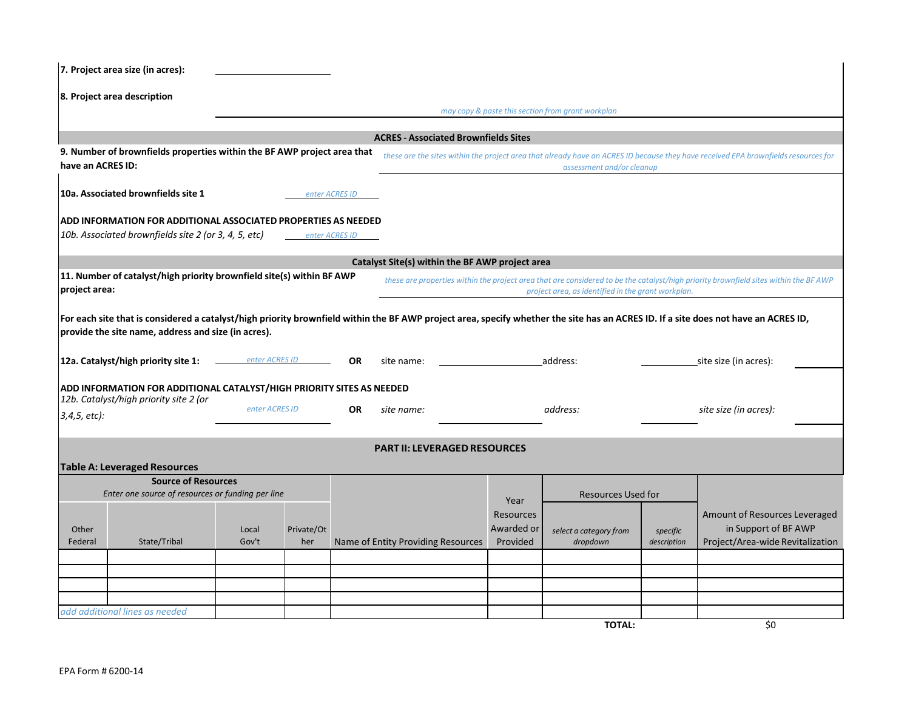**7. Project area size (in acres):** ____________________

**8. Project area description**

*may copy & paste this section from grant workplan*

## ACRES - Associated Brownfields Sites

**9. Number of brownfields properties within the BF AWP project area that have an ACRES ID:**

*these are the sites within the project area that already have an ACRES ID because they have received EPA brownfields resources for assessment and/or cleanup*

**10a. Associated brownfields site 1** *enter ACRES ID*

**ADD INFORMATION FOR ADDITIONAL ASSOCIATED PROPERTIES AS NEEDED**

*10b. Associated brownfields site 2 (or 3, 4, 5, etc)* *enter ACRES ID*

## Catalyst Site(s) within the BF AWP project area

**11. Number of catalyst/high priority brownfield site(s) within BF AWP project area:**

*these are properties within the project area that are considered to be the catalyst/high priority brownfield sites within the BF AWP project area, as identified in the grant workplan.*

**For each site that is considered a catalyst/high priority brownfield within the BF AWP project area, specify whether the site has an ACRES ID. If a site does not have an ACRES ID, provide the site name, address and size (in acres).**

**12a. Catalyst/high priority site 1:** *enter ACRES ID* **OR** site name: ____________ address: ____________ site size (in acres): ____________

**ADD INFORMATION FOR ADDITIONAL CATALYST/HIGH PRIORITY SITES AS NEEDED**

*12b. Catalyst/high priority site 2 (or 3,4,5, etc):* *enter ACRES ID* **OR** *site name:* ____________ *address:* ____________ *site size (in acres):* ____________

## PART II: LEVERAGED RESOURCES

**Table A: Leveraged Resources**

| **Source of Resources** *Enter one source of resources or funding per line* | | | | Name of Entity Providing Resources | Year Resources Awarded or Provided | Resources Used for | | Amount of Resources Leveraged in Support of BF AWP Project/Area-wide Revitalization |
|---|---|---|---|---|---|---|---|---|
| Other Federal | State/Tribal | Local Gov't | Private/Other | | | *select a category from dropdown* | *specific description* | |
| | | | | | | | | |
| | | | | | | | | |
| | | | | | | | | |
| | | | | | | | | |
| *add additional lines as needed* | | | | | | | | |
| | | | | | | **TOTAL:** | | $0 |

EPA Form # 6200-14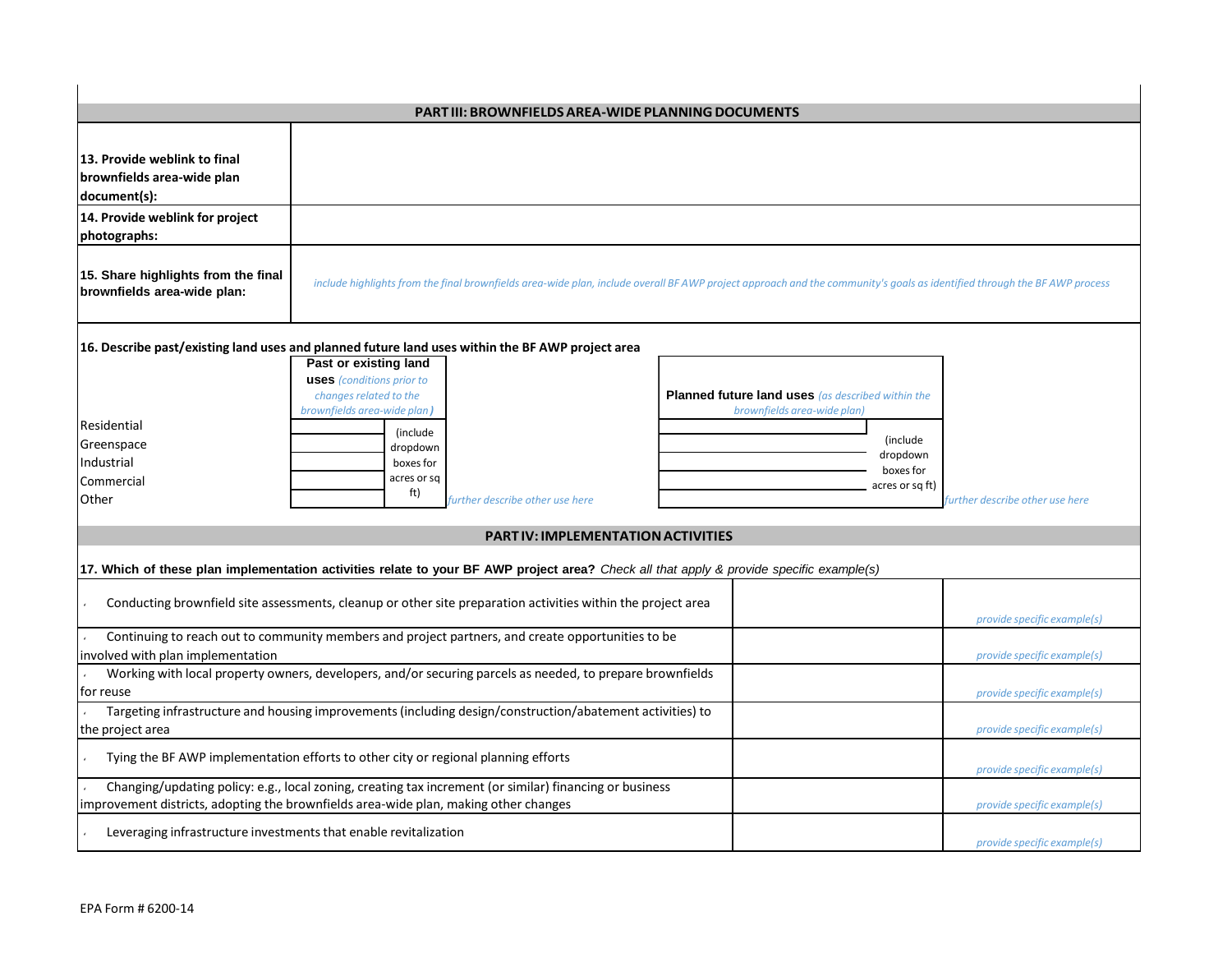## PART III: BROWNFIELDS AREA-WIDE PLANNING DOCUMENTS

| | |
|---|---|
| **13. Provide weblink to final brownfields area-wide plan document(s):** | |
| **14. Provide weblink for project photographs:** | |
| **15. Share highlights from the final brownfields area-wide plan:** | *include highlights from the final brownfields area-wide plan, include overall BF AWP project approach and the community's goals as identified through the BF AWP process* |

**16. Describe past/existing land uses and planned future land uses within the BF AWP project area**

| | **Past or existing land uses** *(conditions prior to changes related to the brownfields area-wide plan)* | | | **Planned future land uses** *(as described within the brownfields area-wide plan)* | | |
|---|---|---|---|---|---|---|
| Residential | | (include dropdown boxes for acres or sq ft) | | | (include dropdown boxes for acres or sq ft) | |
| Greenspace | | | | | | |
| Industrial | | | | | | |
| Commercial | | | | | | |
| Other | | | *further describe other use here* | | | *further describe other use here* |

## PART IV: IMPLEMENTATION ACTIVITIES

**17. Which of these plan implementation activities relate to your BF AWP project area?** *Check all that apply & provide specific example(s)*

| | | |
|---|---|---|
| Conducting brownfield site assessments, cleanup or other site preparation activities within the project area | | *provide specific example(s)* |
| Continuing to reach out to community members and project partners, and create opportunities to be involved with plan implementation | | *provide specific example(s)* |
| Working with local property owners, developers, and/or securing parcels as needed, to prepare brownfields for reuse | | *provide specific example(s)* |
| Targeting infrastructure and housing improvements (including design/construction/abatement activities) to the project area | | *provide specific example(s)* |
| Tying the BF AWP implementation efforts to other city or regional planning efforts | | *provide specific example(s)* |
| Changing/updating policy: e.g., local zoning, creating tax increment (or similar) financing or business improvement districts, adopting the brownfields area-wide plan, making other changes | | *provide specific example(s)* |
| Leveraging infrastructure investments that enable revitalization | | *provide specific example(s)* |

EPA Form # 6200-14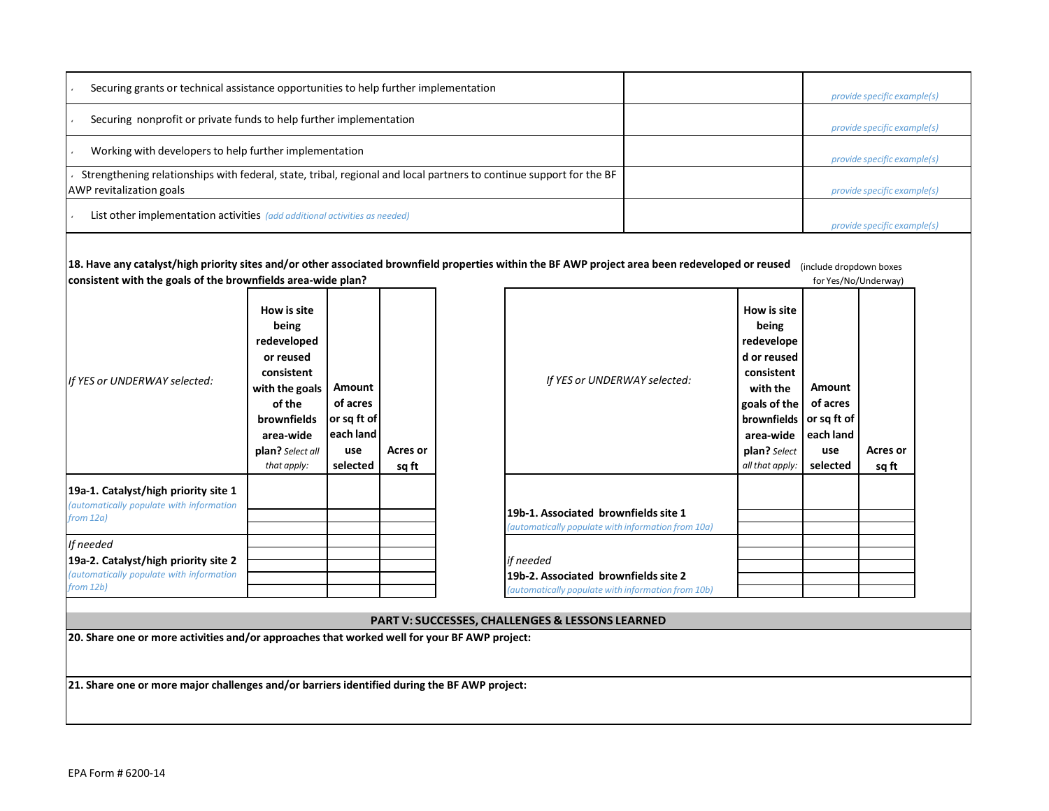| | | |
|---|---|---|
| Securing grants or technical assistance opportunities to help further implementation | | *provide specific example(s)* |
| Securing nonprofit or private funds to help further implementation | | *provide specific example(s)* |
| Working with developers to help further implementation | | *provide specific example(s)* |
| Strengthening relationships with federal, state, tribal, regional and local partners to continue support for the BF AWP revitalization goals | | *provide specific example(s)* |
| List other implementation activities *(add additional activities as needed)* | | *provide specific example(s)* |

**18. Have any catalyst/high priority sites and/or other associated brownfield properties within the BF AWP project area been redeveloped or reused consistent with the goals of the brownfields area-wide plan?** (include dropdown boxes for Yes/No/Underway)

| *If YES or UNDERWAY selected:* | **How is site being redeveloped or reused consistent with the goals of the brownfields area-wide plan?** *Select all that apply:* | **Amount of acres or sq ft of each land use selected** | **Acres or sq ft** |
|---|---|---|---|
| **19a-1. Catalyst/high priority site 1** *(automatically populate with information from 12a)* | | | |
| | | | |
| | | | |
| *If needed* **19a-2. Catalyst/high priority site 2** *(automatically populate with information from 12b)* | | | |
| | | | |
| | | | |

| *If YES or UNDERWAY selected:* | **How is site being redeveloped or reused consistent with the goals of the brownfields area-wide plan?** *Select all that apply:* | **Amount of acres or sq ft of each land use selected** | **Acres or sq ft** |
|---|---|---|---|
| **19b-1. Associated brownfields site 1** *(automatically populate with information from 10a)* | | | |
| | | | |
| | | | |
| *if needed* **19b-2. Associated brownfields site 2** *(automatically populate with information from 10b)* | | | |
| | | | |
| | | | |

## PART V: SUCCESSES, CHALLENGES & LESSONS LEARNED

**20. Share one or more activities and/or approaches that worked well for your BF AWP project:**

**21. Share one or more major challenges and/or barriers identified during the BF AWP project:**

EPA Form # 6200-14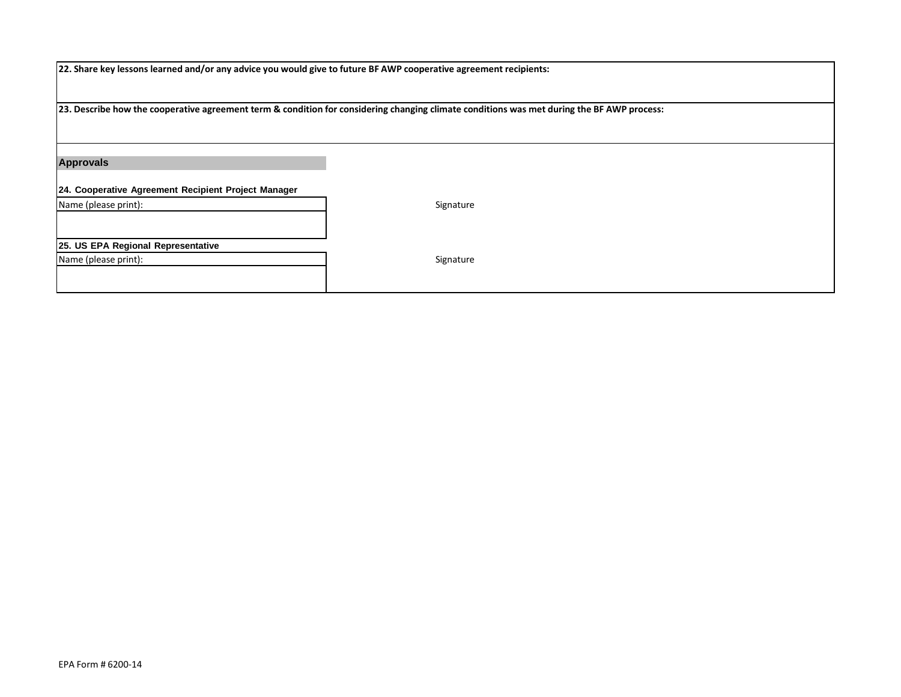**22. Share key lessons learned and/or any advice you would give to future BF AWP cooperative agreement recipients:**

**23. Describe how the cooperative agreement term & condition for considering changing climate conditions was met during the BF AWP process:**

## Approvals

**24. Cooperative Agreement Recipient Project Manager**

| Name (please print): | Signature |
| --- | --- |
| | |

**25. US EPA Regional Representative**

| Name (please print): | Signature |
| --- | --- |
| | |

EPA Form # 6200-14